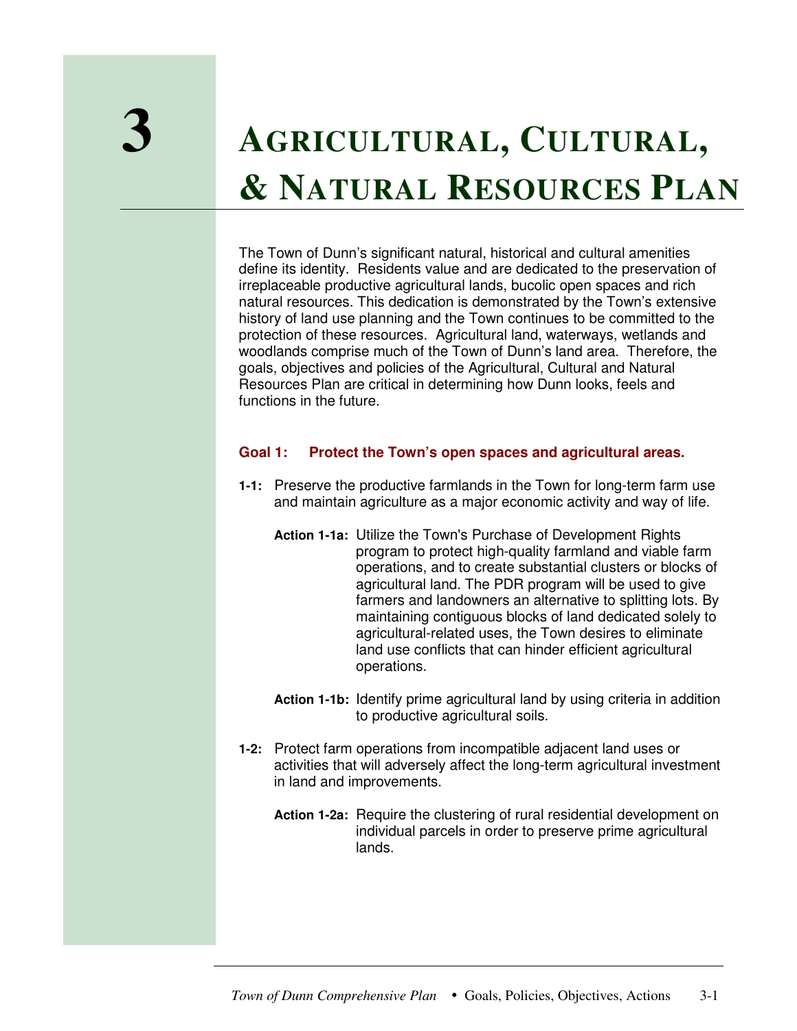# 3 Agricultural, Cultural, & Natural Resources Plan

The Town of Dunn's significant natural, historical and cultural amenities define its identity. Residents value and are dedicated to the preservation of irreplaceable productive agricultural lands, bucolic open spaces and rich natural resources. This dedication is demonstrated by the Town's extensive history of land use planning and the Town continues to be committed to the protection of these resources. Agricultural land, waterways, wetlands and woodlands comprise much of the Town of Dunn's land area. Therefore, the goals, objectives and policies of the Agricultural, Cultural and Natural Resources Plan are critical in determining how Dunn looks, feels and functions in the future.

### Goal 1: Protect the Town's open spaces and agricultural areas.

**1-1:** Preserve the productive farmlands in the Town for long-term farm use and maintain agriculture as a major economic activity and way of life.

**Action 1-1a:** Utilize the Town's Purchase of Development Rights program to protect high-quality farmland and viable farm operations, and to create substantial clusters or blocks of agricultural land. The PDR program will be used to give farmers and landowners an alternative to splitting lots. By maintaining contiguous blocks of land dedicated solely to agricultural-related uses, the Town desires to eliminate land use conflicts that can hinder efficient agricultural operations.

**Action 1-1b:** Identify prime agricultural land by using criteria in addition to productive agricultural soils.

**1-2:** Protect farm operations from incompatible adjacent land uses or activities that will adversely affect the long-term agricultural investment in land and improvements.

**Action 1-2a:** Require the clustering of rural residential development on individual parcels in order to preserve prime agricultural lands.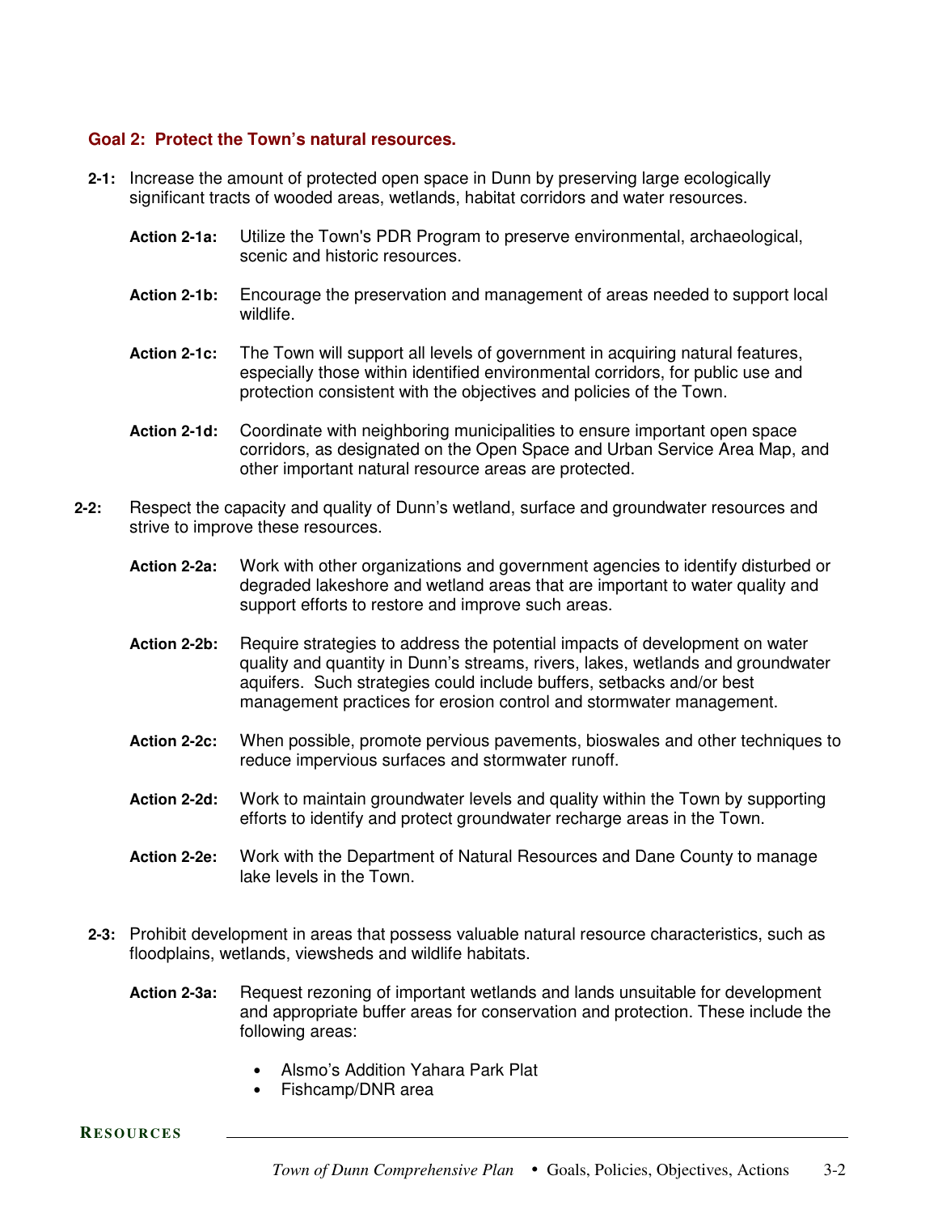## Goal 2: Protect the Town's natural resources.

**2-1:** Increase the amount of protected open space in Dunn by preserving large ecologically significant tracts of wooded areas, wetlands, habitat corridors and water resources.

**Action 2-1a:** Utilize the Town's PDR Program to preserve environmental, archaeological, scenic and historic resources.

**Action 2-1b:** Encourage the preservation and management of areas needed to support local wildlife.

**Action 2-1c:** The Town will support all levels of government in acquiring natural features, especially those within identified environmental corridors, for public use and protection consistent with the objectives and policies of the Town.

**Action 2-1d:** Coordinate with neighboring municipalities to ensure important open space corridors, as designated on the Open Space and Urban Service Area Map, and other important natural resource areas are protected.

**2-2:** Respect the capacity and quality of Dunn's wetland, surface and groundwater resources and strive to improve these resources.

**Action 2-2a:** Work with other organizations and government agencies to identify disturbed or degraded lakeshore and wetland areas that are important to water quality and support efforts to restore and improve such areas.

**Action 2-2b:** Require strategies to address the potential impacts of development on water quality and quantity in Dunn's streams, rivers, lakes, wetlands and groundwater aquifers. Such strategies could include buffers, setbacks and/or best management practices for erosion control and stormwater management.

**Action 2-2c:** When possible, promote pervious pavements, bioswales and other techniques to reduce impervious surfaces and stormwater runoff.

**Action 2-2d:** Work to maintain groundwater levels and quality within the Town by supporting efforts to identify and protect groundwater recharge areas in the Town.

**Action 2-2e:** Work with the Department of Natural Resources and Dane County to manage lake levels in the Town.

**2-3:** Prohibit development in areas that possess valuable natural resource characteristics, such as floodplains, wetlands, viewsheds and wildlife habitats.

**Action 2-3a:** Request rezoning of important wetlands and lands unsuitable for development and appropriate buffer areas for conservation and protection. These include the following areas:

- Alsmo's Addition Yahara Park Plat
- Fishcamp/DNR area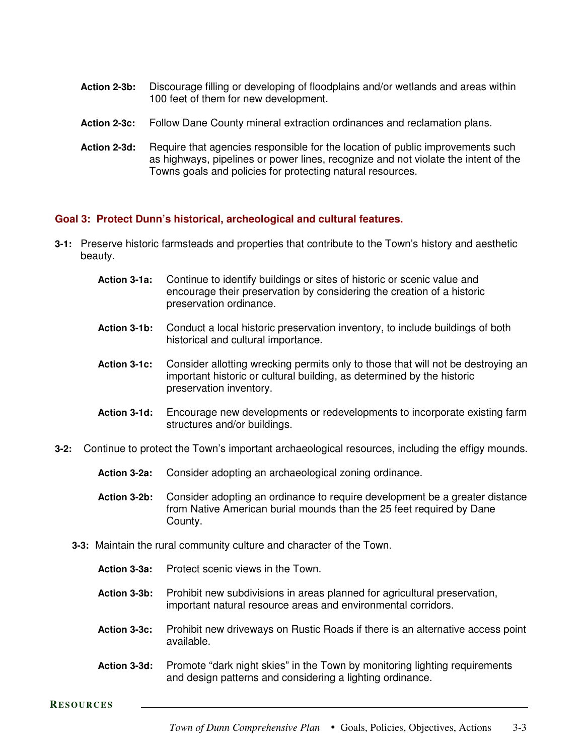**Action 2-3b:** Discourage filling or developing of floodplains and/or wetlands and areas within 100 feet of them for new development.

**Action 2-3c:** Follow Dane County mineral extraction ordinances and reclamation plans.

**Action 2-3d:** Require that agencies responsible for the location of public improvements such as highways, pipelines or power lines, recognize and not violate the intent of the Towns goals and policies for protecting natural resources.

## Goal 3: Protect Dunn's historical, archeological and cultural features.

**3-1:** Preserve historic farmsteads and properties that contribute to the Town's history and aesthetic beauty.

**Action 3-1a:** Continue to identify buildings or sites of historic or scenic value and encourage their preservation by considering the creation of a historic preservation ordinance.

**Action 3-1b:** Conduct a local historic preservation inventory, to include buildings of both historical and cultural importance.

**Action 3-1c:** Consider allotting wrecking permits only to those that will not be destroying an important historic or cultural building, as determined by the historic preservation inventory.

**Action 3-1d:** Encourage new developments or redevelopments to incorporate existing farm structures and/or buildings.

**3-2:** Continue to protect the Town's important archaeological resources, including the effigy mounds.

**Action 3-2a:** Consider adopting an archaeological zoning ordinance.

**Action 3-2b:** Consider adopting an ordinance to require development be a greater distance from Native American burial mounds than the 25 feet required by Dane County.

**3-3:** Maintain the rural community culture and character of the Town.

**Action 3-3a:** Protect scenic views in the Town.

**Action 3-3b:** Prohibit new subdivisions in areas planned for agricultural preservation, important natural resource areas and environmental corridors.

**Action 3-3c:** Prohibit new driveways on Rustic Roads if there is an alternative access point available.

**Action 3-3d:** Promote "dark night skies" in the Town by monitoring lighting requirements and design patterns and considering a lighting ordinance.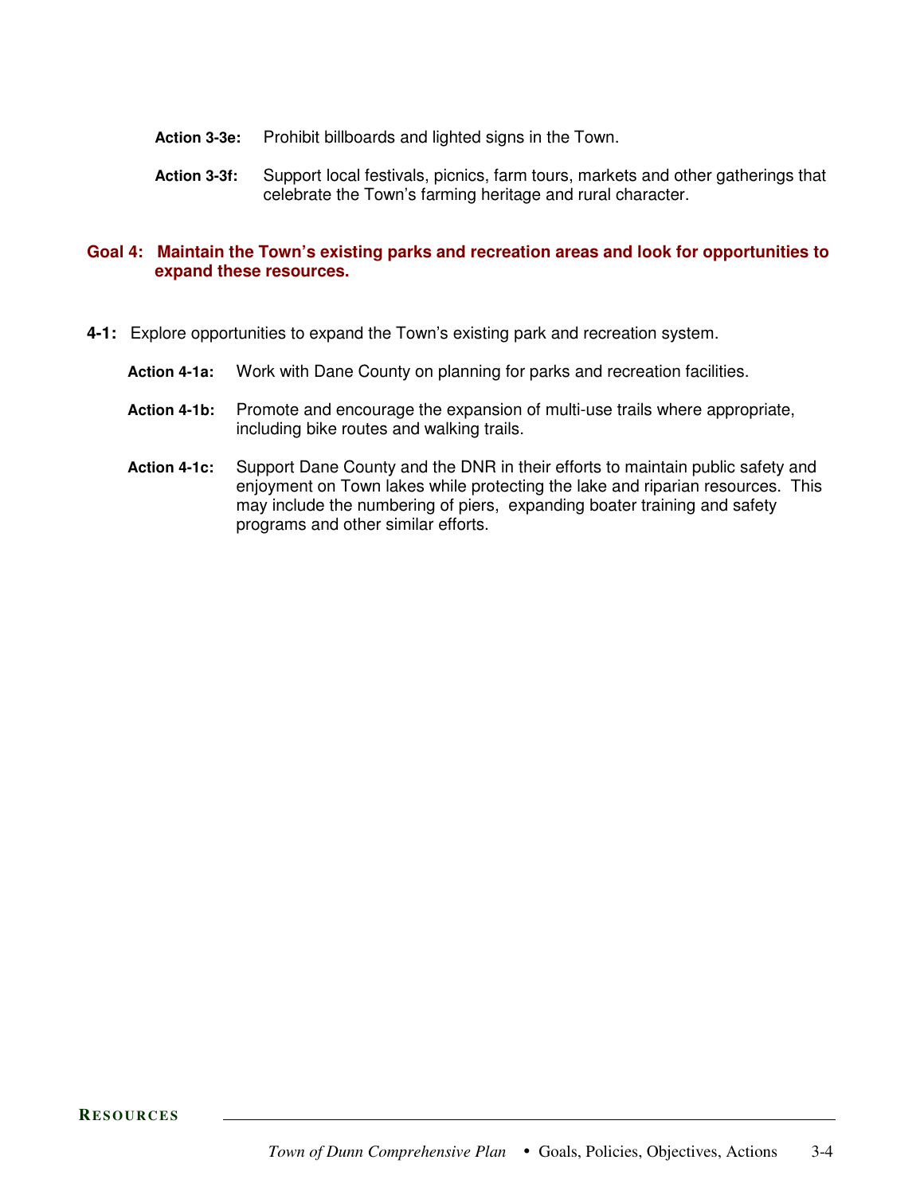**Action 3-3e:** Prohibit billboards and lighted signs in the Town.

**Action 3-3f:** Support local festivals, picnics, farm tours, markets and other gatherings that celebrate the Town's farming heritage and rural character.

## Goal 4: Maintain the Town's existing parks and recreation areas and look for opportunities to expand these resources.

**4-1:** Explore opportunities to expand the Town's existing park and recreation system.

**Action 4-1a:** Work with Dane County on planning for parks and recreation facilities.

**Action 4-1b:** Promote and encourage the expansion of multi-use trails where appropriate, including bike routes and walking trails.

**Action 4-1c:** Support Dane County and the DNR in their efforts to maintain public safety and enjoyment on Town lakes while protecting the lake and riparian resources. This may include the numbering of piers, expanding boater training and safety programs and other similar efforts.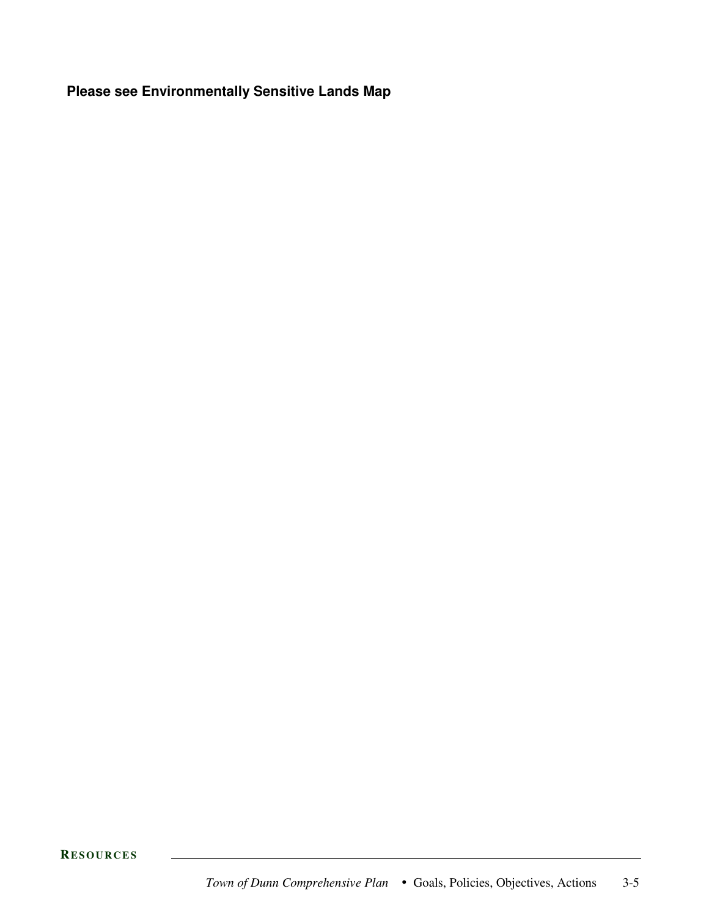**Please see Environmentally Sensitive Lands Map**